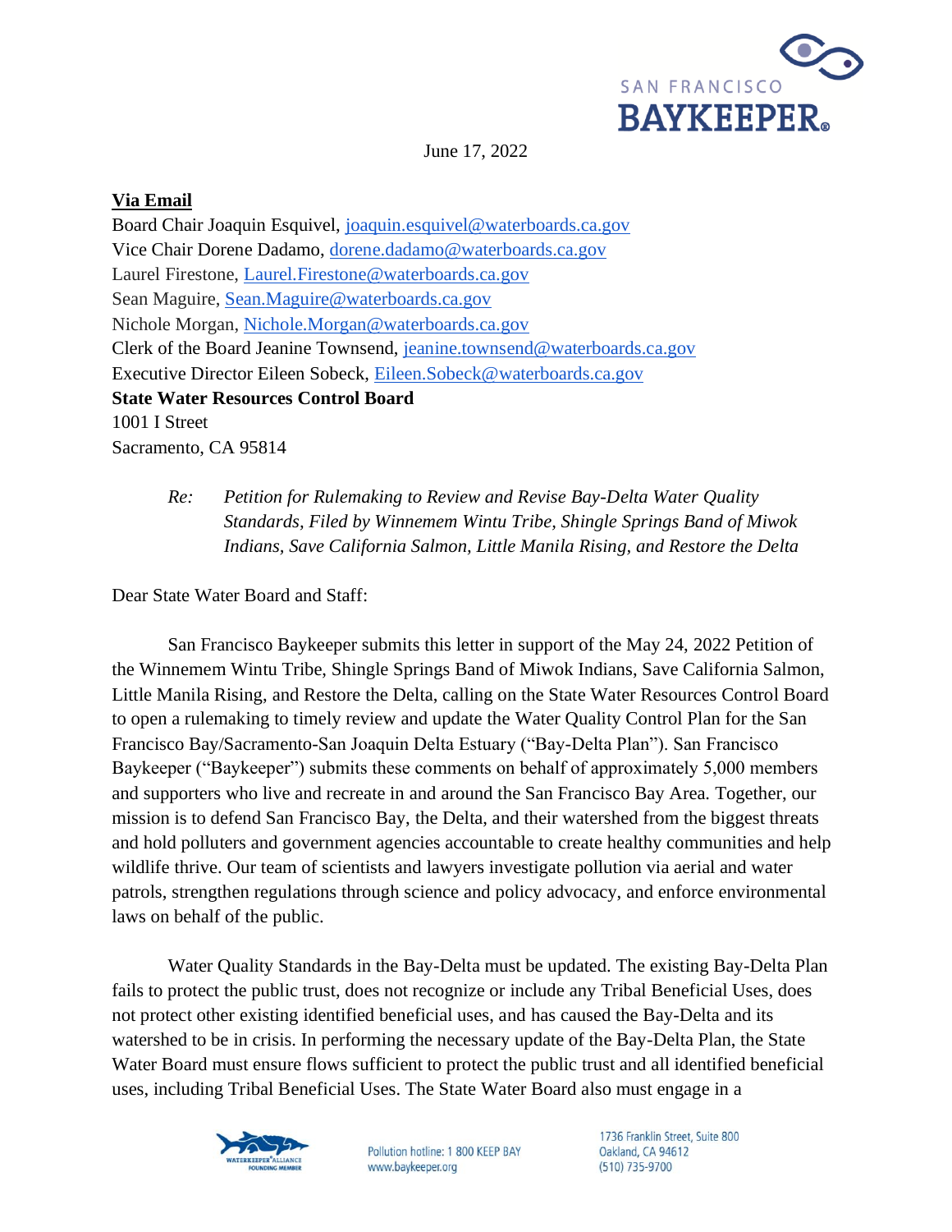SAN FRANCISCO
BAYKEEPER

June 17, 2022

**Via Email**
Board Chair Joaquin Esquivel, joaquin.esquivel@waterboards.ca.gov
Vice Chair Dorene Dadamo, dorene.dadamo@waterboards.ca.gov
Laurel Firestone, Laurel.Firestone@waterboards.ca.gov
Sean Maguire, Sean.Maguire@waterboards.ca.gov
Nichole Morgan, Nichole.Morgan@waterboards.ca.gov
Clerk of the Board Jeanine Townsend, jeanine.townsend@waterboards.ca.gov
Executive Director Eileen Sobeck, Eileen.Sobeck@waterboards.ca.gov
**State Water Resources Control Board**
1001 I Street
Sacramento, CA 95814

*Re: Petition for Rulemaking to Review and Revise Bay-Delta Water Quality Standards, Filed by Winnemem Wintu Tribe, Shingle Springs Band of Miwok Indians, Save California Salmon, Little Manila Rising, and Restore the Delta*

Dear State Water Board and Staff:

San Francisco Baykeeper submits this letter in support of the May 24, 2022 Petition of the Winnemem Wintu Tribe, Shingle Springs Band of Miwok Indians, Save California Salmon, Little Manila Rising, and Restore the Delta, calling on the State Water Resources Control Board to open a rulemaking to timely review and update the Water Quality Control Plan for the San Francisco Bay/Sacramento-San Joaquin Delta Estuary ("Bay-Delta Plan"). San Francisco Baykeeper ("Baykeeper") submits these comments on behalf of approximately 5,000 members and supporters who live and recreate in and around the San Francisco Bay Area. Together, our mission is to defend San Francisco Bay, the Delta, and their watershed from the biggest threats and hold polluters and government agencies accountable to create healthy communities and help wildlife thrive. Our team of scientists and lawyers investigate pollution via aerial and water patrols, strengthen regulations through science and policy advocacy, and enforce environmental laws on behalf of the public.

Water Quality Standards in the Bay-Delta must be updated. The existing Bay-Delta Plan fails to protect the public trust, does not recognize or include any Tribal Beneficial Uses, does not protect other existing identified beneficial uses, and has caused the Bay-Delta and its watershed to be in crisis. In performing the necessary update of the Bay-Delta Plan, the State Water Board must ensure flows sufficient to protect the public trust and all identified beneficial uses, including Tribal Beneficial Uses. The State Water Board also must engage in a

WATERKEEPER ALLIANCE FOUNDING MEMBER

Pollution hotline: 1 800 KEEP BAY
www.baykeeper.org

1736 Franklin Street, Suite 800
Oakland, CA 94612
(510) 735-9700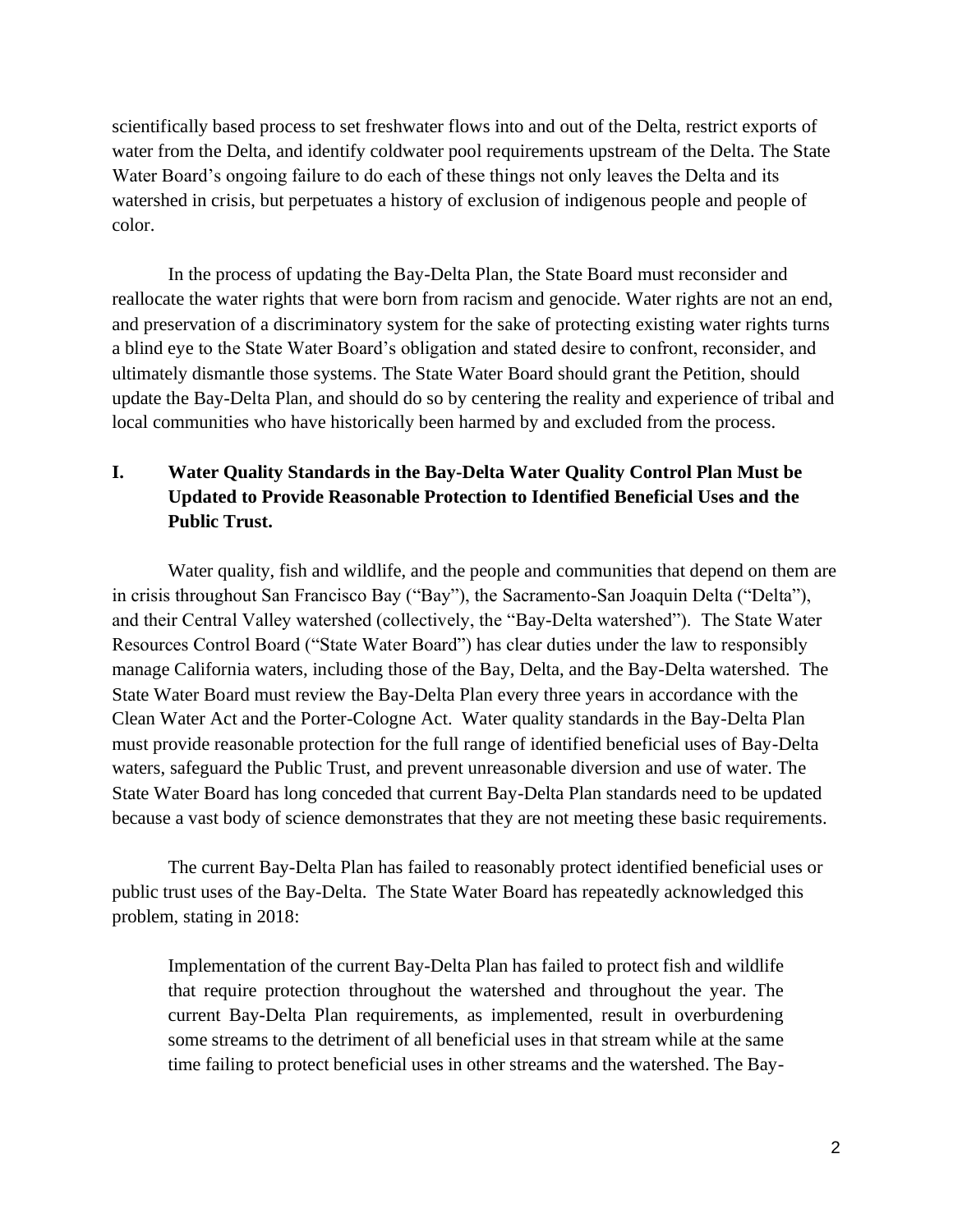scientifically based process to set freshwater flows into and out of the Delta, restrict exports of water from the Delta, and identify coldwater pool requirements upstream of the Delta. The State Water Board's ongoing failure to do each of these things not only leaves the Delta and its watershed in crisis, but perpetuates a history of exclusion of indigenous people and people of color.

In the process of updating the Bay-Delta Plan, the State Board must reconsider and reallocate the water rights that were born from racism and genocide. Water rights are not an end, and preservation of a discriminatory system for the sake of protecting existing water rights turns a blind eye to the State Water Board's obligation and stated desire to confront, reconsider, and ultimately dismantle those systems. The State Water Board should grant the Petition, should update the Bay-Delta Plan, and should do so by centering the reality and experience of tribal and local communities who have historically been harmed by and excluded from the process.

## I. Water Quality Standards in the Bay-Delta Water Quality Control Plan Must be Updated to Provide Reasonable Protection to Identified Beneficial Uses and the Public Trust.

Water quality, fish and wildlife, and the people and communities that depend on them are in crisis throughout San Francisco Bay ("Bay"), the Sacramento-San Joaquin Delta ("Delta"), and their Central Valley watershed (collectively, the "Bay-Delta watershed"). The State Water Resources Control Board ("State Water Board") has clear duties under the law to responsibly manage California waters, including those of the Bay, Delta, and the Bay-Delta watershed. The State Water Board must review the Bay-Delta Plan every three years in accordance with the Clean Water Act and the Porter-Cologne Act. Water quality standards in the Bay-Delta Plan must provide reasonable protection for the full range of identified beneficial uses of Bay-Delta waters, safeguard the Public Trust, and prevent unreasonable diversion and use of water. The State Water Board has long conceded that current Bay-Delta Plan standards need to be updated because a vast body of science demonstrates that they are not meeting these basic requirements.

The current Bay-Delta Plan has failed to reasonably protect identified beneficial uses or public trust uses of the Bay-Delta. The State Water Board has repeatedly acknowledged this problem, stating in 2018:

> Implementation of the current Bay-Delta Plan has failed to protect fish and wildlife that require protection throughout the watershed and throughout the year. The current Bay-Delta Plan requirements, as implemented, result in overburdening some streams to the detriment of all beneficial uses in that stream while at the same time failing to protect beneficial uses in other streams and the watershed. The Bay-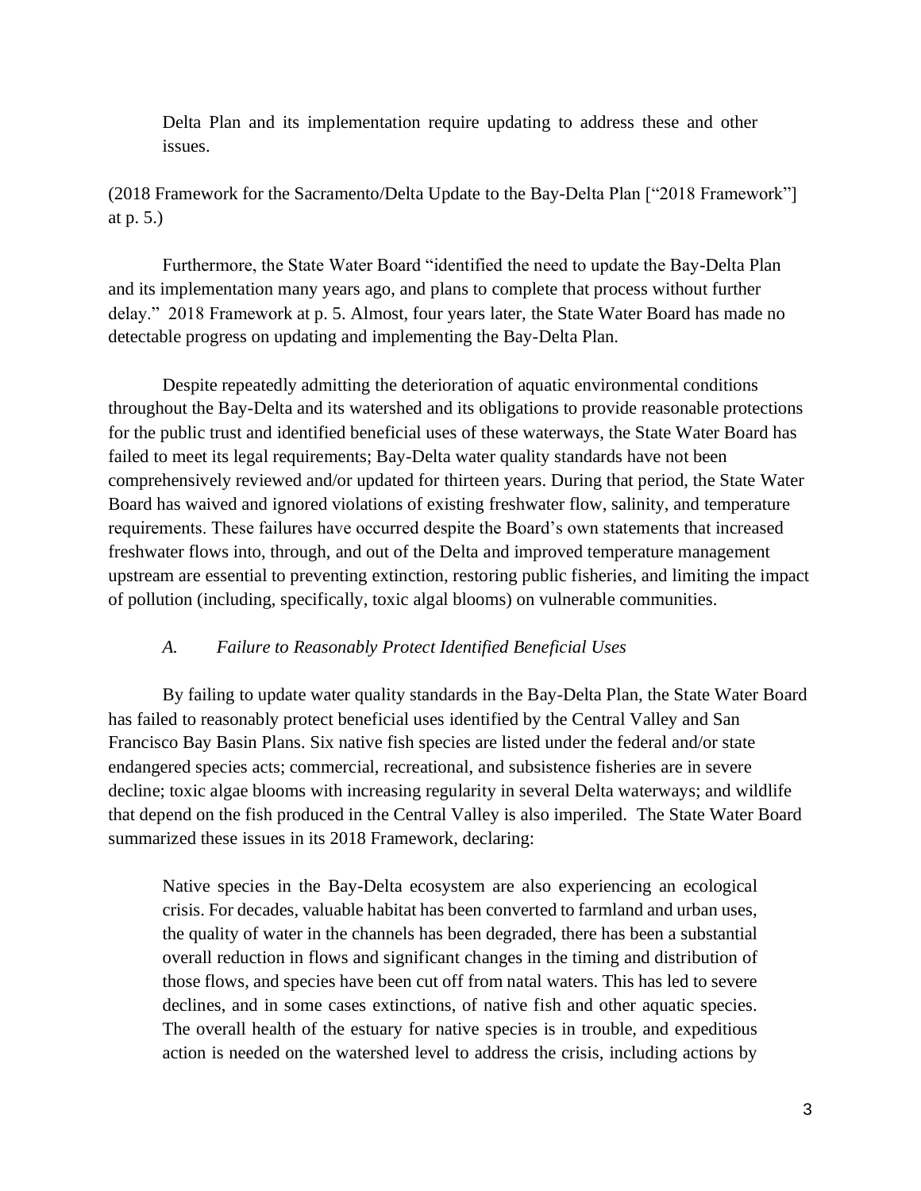> Delta Plan and its implementation require updating to address these and other issues.

(2018 Framework for the Sacramento/Delta Update to the Bay-Delta Plan ["2018 Framework"] at p. 5.)

Furthermore, the State Water Board "identified the need to update the Bay-Delta Plan and its implementation many years ago, and plans to complete that process without further delay." 2018 Framework at p. 5. Almost, four years later, the State Water Board has made no detectable progress on updating and implementing the Bay-Delta Plan.

Despite repeatedly admitting the deterioration of aquatic environmental conditions throughout the Bay-Delta and its watershed and its obligations to provide reasonable protections for the public trust and identified beneficial uses of these waterways, the State Water Board has failed to meet its legal requirements; Bay-Delta water quality standards have not been comprehensively reviewed and/or updated for thirteen years. During that period, the State Water Board has waived and ignored violations of existing freshwater flow, salinity, and temperature requirements. These failures have occurred despite the Board's own statements that increased freshwater flows into, through, and out of the Delta and improved temperature management upstream are essential to preventing extinction, restoring public fisheries, and limiting the impact of pollution (including, specifically, toxic algal blooms) on vulnerable communities.

### *A. Failure to Reasonably Protect Identified Beneficial Uses*

By failing to update water quality standards in the Bay-Delta Plan, the State Water Board has failed to reasonably protect beneficial uses identified by the Central Valley and San Francisco Bay Basin Plans. Six native fish species are listed under the federal and/or state endangered species acts; commercial, recreational, and subsistence fisheries are in severe decline; toxic algae blooms with increasing regularity in several Delta waterways; and wildlife that depend on the fish produced in the Central Valley is also imperiled. The State Water Board summarized these issues in its 2018 Framework, declaring:

> Native species in the Bay-Delta ecosystem are also experiencing an ecological crisis. For decades, valuable habitat has been converted to farmland and urban uses, the quality of water in the channels has been degraded, there has been a substantial overall reduction in flows and significant changes in the timing and distribution of those flows, and species have been cut off from natal waters. This has led to severe declines, and in some cases extinctions, of native fish and other aquatic species. The overall health of the estuary for native species is in trouble, and expeditious action is needed on the watershed level to address the crisis, including actions by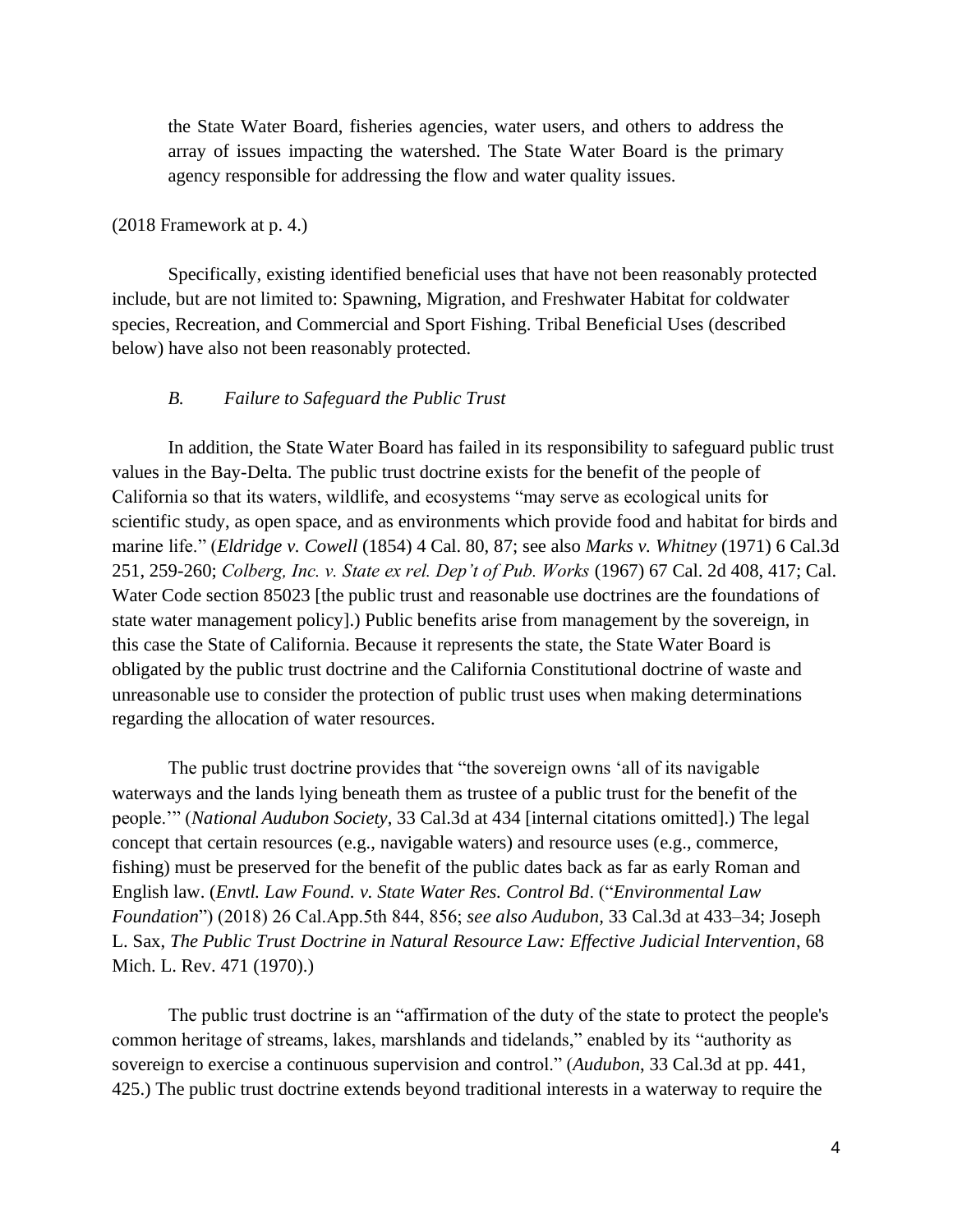> the State Water Board, fisheries agencies, water users, and others to address the array of issues impacting the watershed. The State Water Board is the primary agency responsible for addressing the flow and water quality issues.

(2018 Framework at p. 4.)

Specifically, existing identified beneficial uses that have not been reasonably protected include, but are not limited to: Spawning, Migration, and Freshwater Habitat for coldwater species, Recreation, and Commercial and Sport Fishing. Tribal Beneficial Uses (described below) have also not been reasonably protected.

### *B. Failure to Safeguard the Public Trust*

In addition, the State Water Board has failed in its responsibility to safeguard public trust values in the Bay-Delta. The public trust doctrine exists for the benefit of the people of California so that its waters, wildlife, and ecosystems "may serve as ecological units for scientific study, as open space, and as environments which provide food and habitat for birds and marine life." (*Eldridge v. Cowell* (1854) 4 Cal. 80, 87; see also *Marks v. Whitney* (1971) 6 Cal.3d 251, 259-260; *Colberg, Inc. v. State ex rel. Dep't of Pub. Works* (1967) 67 Cal. 2d 408, 417; Cal. Water Code section 85023 [the public trust and reasonable use doctrines are the foundations of state water management policy].) Public benefits arise from management by the sovereign, in this case the State of California. Because it represents the state, the State Water Board is obligated by the public trust doctrine and the California Constitutional doctrine of waste and unreasonable use to consider the protection of public trust uses when making determinations regarding the allocation of water resources.

The public trust doctrine provides that "the sovereign owns 'all of its navigable waterways and the lands lying beneath them as trustee of a public trust for the benefit of the people.'" (*National Audubon Society*, 33 Cal.3d at 434 [internal citations omitted].) The legal concept that certain resources (e.g., navigable waters) and resource uses (e.g., commerce, fishing) must be preserved for the benefit of the public dates back as far as early Roman and English law. (*Envtl. Law Found. v. State Water Res. Control Bd*. ("*Environmental Law Foundation*") (2018) 26 Cal.App.5th 844, 856; *see also Audubon*, 33 Cal.3d at 433–34; Joseph L. Sax, *The Public Trust Doctrine in Natural Resource Law: Effective Judicial Intervention*, 68 Mich. L. Rev. 471 (1970).)

The public trust doctrine is an "affirmation of the duty of the state to protect the people's common heritage of streams, lakes, marshlands and tidelands," enabled by its "authority as sovereign to exercise a continuous supervision and control." (*Audubon*, 33 Cal.3d at pp. 441, 425.) The public trust doctrine extends beyond traditional interests in a waterway to require the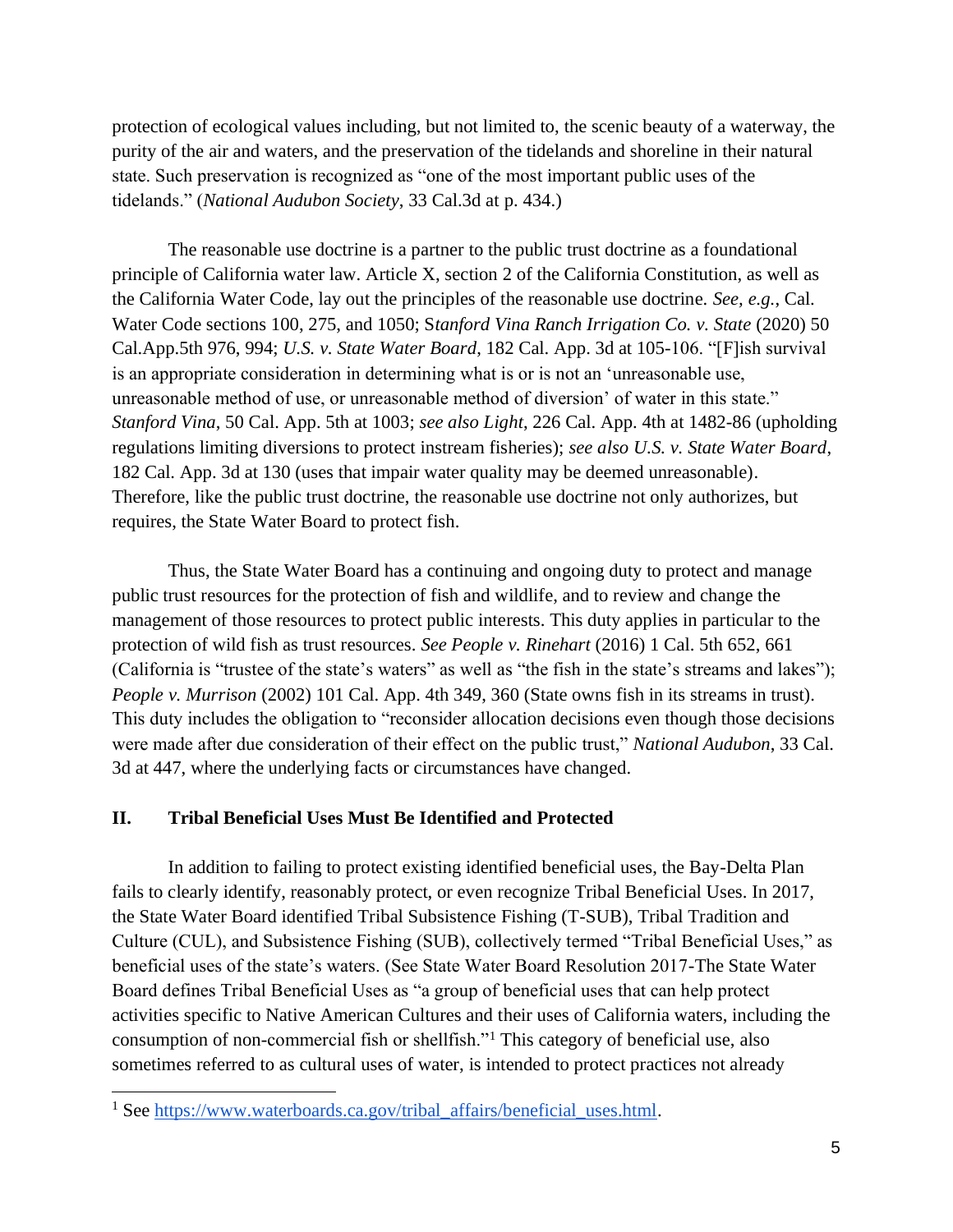protection of ecological values including, but not limited to, the scenic beauty of a waterway, the purity of the air and waters, and the preservation of the tidelands and shoreline in their natural state. Such preservation is recognized as "one of the most important public uses of the tidelands." (*National Audubon Society*, 33 Cal.3d at p. 434.)

The reasonable use doctrine is a partner to the public trust doctrine as a foundational principle of California water law. Article X, section 2 of the California Constitution, as well as the California Water Code, lay out the principles of the reasonable use doctrine. *See, e.g.*, Cal. Water Code sections 100, 275, and 1050; S*tanford Vina Ranch Irrigation Co. v. State* (2020) 50 Cal.App.5th 976, 994; *U.S. v. State Water Board*, 182 Cal. App. 3d at 105-106. "[F]ish survival is an appropriate consideration in determining what is or is not an 'unreasonable use, unreasonable method of use, or unreasonable method of diversion' of water in this state." *Stanford Vina*, 50 Cal. App. 5th at 1003; *see also Light*, 226 Cal. App. 4th at 1482-86 (upholding regulations limiting diversions to protect instream fisheries); *see also U.S. v. State Water Board*, 182 Cal. App. 3d at 130 (uses that impair water quality may be deemed unreasonable). Therefore, like the public trust doctrine, the reasonable use doctrine not only authorizes, but requires, the State Water Board to protect fish.

Thus, the State Water Board has a continuing and ongoing duty to protect and manage public trust resources for the protection of fish and wildlife, and to review and change the management of those resources to protect public interests. This duty applies in particular to the protection of wild fish as trust resources. *See People v. Rinehart* (2016) 1 Cal. 5th 652, 661 (California is "trustee of the state's waters" as well as "the fish in the state's streams and lakes"); *People v. Murrison* (2002) 101 Cal. App. 4th 349, 360 (State owns fish in its streams in trust). This duty includes the obligation to "reconsider allocation decisions even though those decisions were made after due consideration of their effect on the public trust," *National Audubon*, 33 Cal. 3d at 447, where the underlying facts or circumstances have changed.

## II. Tribal Beneficial Uses Must Be Identified and Protected

In addition to failing to protect existing identified beneficial uses, the Bay-Delta Plan fails to clearly identify, reasonably protect, or even recognize Tribal Beneficial Uses. In 2017, the State Water Board identified Tribal Subsistence Fishing (T-SUB), Tribal Tradition and Culture (CUL), and Subsistence Fishing (SUB), collectively termed "Tribal Beneficial Uses," as beneficial uses of the state's waters. (See State Water Board Resolution 2017-The State Water Board defines Tribal Beneficial Uses as "a group of beneficial uses that can help protect activities specific to Native American Cultures and their uses of California waters, including the consumption of non-commercial fish or shellfish."[1] This category of beneficial use, also sometimes referred to as cultural uses of water, is intended to protect practices not already

[1] See https://www.waterboards.ca.gov/tribal_affairs/beneficial_uses.html.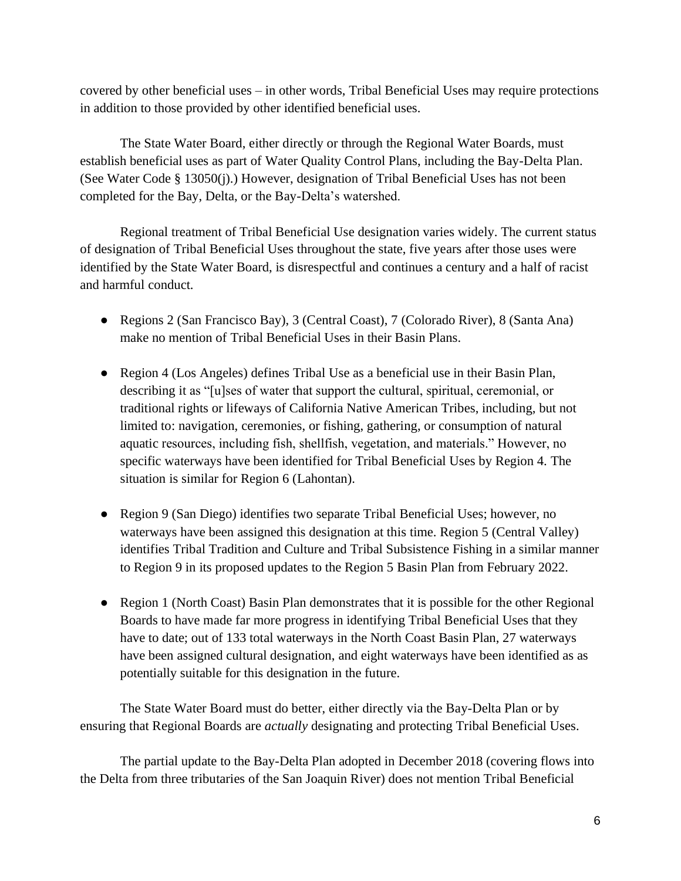covered by other beneficial uses – in other words, Tribal Beneficial Uses may require protections in addition to those provided by other identified beneficial uses.

The State Water Board, either directly or through the Regional Water Boards, must establish beneficial uses as part of Water Quality Control Plans, including the Bay-Delta Plan. (See Water Code § 13050(j).) However, designation of Tribal Beneficial Uses has not been completed for the Bay, Delta, or the Bay-Delta's watershed.

Regional treatment of Tribal Beneficial Use designation varies widely. The current status of designation of Tribal Beneficial Uses throughout the state, five years after those uses were identified by the State Water Board, is disrespectful and continues a century and a half of racist and harmful conduct.

- Regions 2 (San Francisco Bay), 3 (Central Coast), 7 (Colorado River), 8 (Santa Ana) make no mention of Tribal Beneficial Uses in their Basin Plans.

- Region 4 (Los Angeles) defines Tribal Use as a beneficial use in their Basin Plan, describing it as "[u]ses of water that support the cultural, spiritual, ceremonial, or traditional rights or lifeways of California Native American Tribes, including, but not limited to: navigation, ceremonies, or fishing, gathering, or consumption of natural aquatic resources, including fish, shellfish, vegetation, and materials." However, no specific waterways have been identified for Tribal Beneficial Uses by Region 4. The situation is similar for Region 6 (Lahontan).

- Region 9 (San Diego) identifies two separate Tribal Beneficial Uses; however, no waterways have been assigned this designation at this time. Region 5 (Central Valley) identifies Tribal Tradition and Culture and Tribal Subsistence Fishing in a similar manner to Region 9 in its proposed updates to the Region 5 Basin Plan from February 2022.

- Region 1 (North Coast) Basin Plan demonstrates that it is possible for the other Regional Boards to have made far more progress in identifying Tribal Beneficial Uses that they have to date; out of 133 total waterways in the North Coast Basin Plan, 27 waterways have been assigned cultural designation, and eight waterways have been identified as as potentially suitable for this designation in the future.

The State Water Board must do better, either directly via the Bay-Delta Plan or by ensuring that Regional Boards are *actually* designating and protecting Tribal Beneficial Uses.

The partial update to the Bay-Delta Plan adopted in December 2018 (covering flows into the Delta from three tributaries of the San Joaquin River) does not mention Tribal Beneficial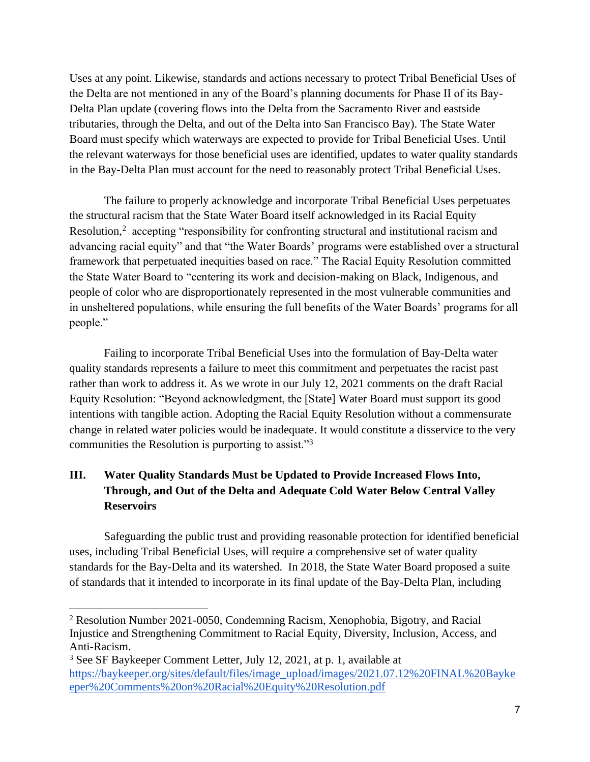Uses at any point. Likewise, standards and actions necessary to protect Tribal Beneficial Uses of the Delta are not mentioned in any of the Board's planning documents for Phase II of its Bay-Delta Plan update (covering flows into the Delta from the Sacramento River and eastside tributaries, through the Delta, and out of the Delta into San Francisco Bay). The State Water Board must specify which waterways are expected to provide for Tribal Beneficial Uses. Until the relevant waterways for those beneficial uses are identified, updates to water quality standards in the Bay-Delta Plan must account for the need to reasonably protect Tribal Beneficial Uses.

The failure to properly acknowledge and incorporate Tribal Beneficial Uses perpetuates the structural racism that the State Water Board itself acknowledged in its Racial Equity Resolution,[2] accepting "responsibility for confronting structural and institutional racism and advancing racial equity" and that "the Water Boards' programs were established over a structural framework that perpetuated inequities based on race." The Racial Equity Resolution committed the State Water Board to "centering its work and decision-making on Black, Indigenous, and people of color who are disproportionately represented in the most vulnerable communities and in unsheltered populations, while ensuring the full benefits of the Water Boards' programs for all people."

Failing to incorporate Tribal Beneficial Uses into the formulation of Bay-Delta water quality standards represents a failure to meet this commitment and perpetuates the racist past rather than work to address it. As we wrote in our July 12, 2021 comments on the draft Racial Equity Resolution: "Beyond acknowledgment, the [State] Water Board must support its good intentions with tangible action. Adopting the Racial Equity Resolution without a commensurate change in related water policies would be inadequate. It would constitute a disservice to the very communities the Resolution is purporting to assist."[3]

## III. Water Quality Standards Must be Updated to Provide Increased Flows Into, Through, and Out of the Delta and Adequate Cold Water Below Central Valley Reservoirs

Safeguarding the public trust and providing reasonable protection for identified beneficial uses, including Tribal Beneficial Uses, will require a comprehensive set of water quality standards for the Bay-Delta and its watershed. In 2018, the State Water Board proposed a suite of standards that it intended to incorporate in its final update of the Bay-Delta Plan, including

---

[2] Resolution Number 2021-0050, Condemning Racism, Xenophobia, Bigotry, and Racial Injustice and Strengthening Commitment to Racial Equity, Diversity, Inclusion, Access, and Anti-Racism.

[3] See SF Baykeeper Comment Letter, July 12, 2021, at p. 1, available at [https://baykeeper.org/sites/default/files/image_upload/images/2021.07.12%20FINAL%20Baykeeper%20Comments%20on%20Racial%20Equity%20Resolution.pdf](https://baykeeper.org/sites/default/files/image_upload/images/2021.07.12%20FINAL%20Baykeeper%20Comments%20on%20Racial%20Equity%20Resolution.pdf)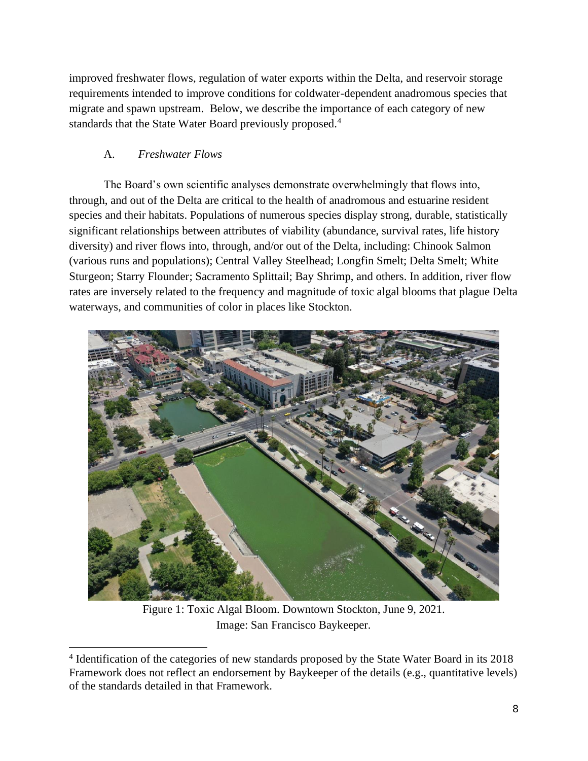improved freshwater flows, regulation of water exports within the Delta, and reservoir storage requirements intended to improve conditions for coldwater-dependent anadromous species that migrate and spawn upstream. Below, we describe the importance of each category of new standards that the State Water Board previously proposed.[4]

A. *Freshwater Flows*

The Board's own scientific analyses demonstrate overwhelmingly that flows into, through, and out of the Delta are critical to the health of anadromous and estuarine resident species and their habitats. Populations of numerous species display strong, durable, statistically significant relationships between attributes of viability (abundance, survival rates, life history diversity) and river flows into, through, and/or out of the Delta, including: Chinook Salmon (various runs and populations); Central Valley Steelhead; Longfin Smelt; Delta Smelt; White Sturgeon; Starry Flounder; Sacramento Splittail; Bay Shrimp, and others. In addition, river flow rates are inversely related to the frequency and magnitude of toxic algal blooms that plague Delta waterways, and communities of color in places like Stockton.

Figure 1: Toxic Algal Bloom. Downtown Stockton, June 9, 2021.
Image: San Francisco Baykeeper.

[4] Identification of the categories of new standards proposed by the State Water Board in its 2018 Framework does not reflect an endorsement by Baykeeper of the details (e.g., quantitative levels) of the standards detailed in that Framework.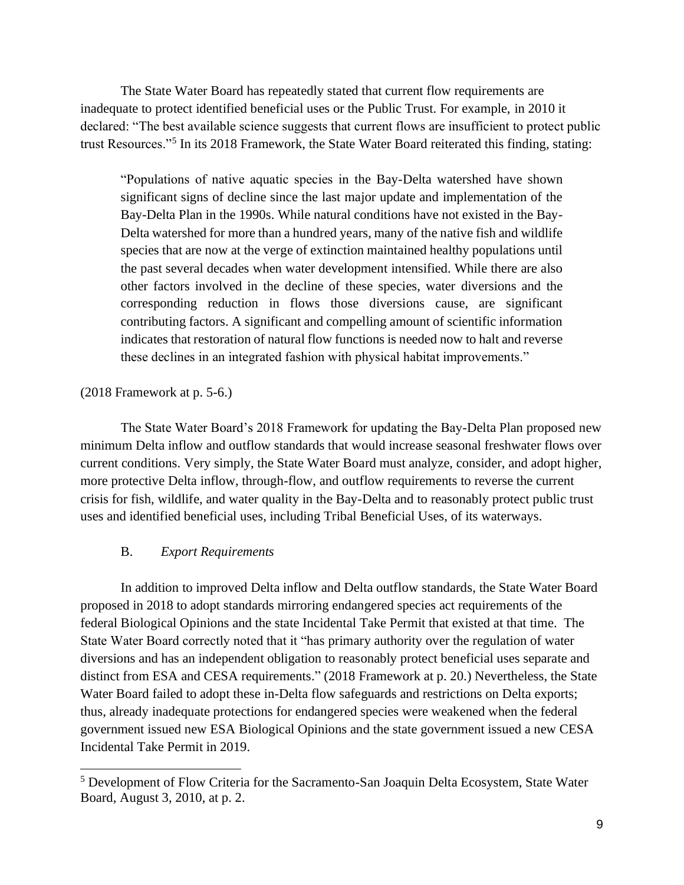The State Water Board has repeatedly stated that current flow requirements are inadequate to protect identified beneficial uses or the Public Trust. For example, in 2010 it declared: "The best available science suggests that current flows are insufficient to protect public trust Resources."[5] In its 2018 Framework, the State Water Board reiterated this finding, stating:

> "Populations of native aquatic species in the Bay-Delta watershed have shown significant signs of decline since the last major update and implementation of the Bay-Delta Plan in the 1990s. While natural conditions have not existed in the Bay-Delta watershed for more than a hundred years, many of the native fish and wildlife species that are now at the verge of extinction maintained healthy populations until the past several decades when water development intensified. While there are also other factors involved in the decline of these species, water diversions and the corresponding reduction in flows those diversions cause, are significant contributing factors. A significant and compelling amount of scientific information indicates that restoration of natural flow functions is needed now to halt and reverse these declines in an integrated fashion with physical habitat improvements."

(2018 Framework at p. 5-6.)

The State Water Board's 2018 Framework for updating the Bay-Delta Plan proposed new minimum Delta inflow and outflow standards that would increase seasonal freshwater flows over current conditions. Very simply, the State Water Board must analyze, consider, and adopt higher, more protective Delta inflow, through-flow, and outflow requirements to reverse the current crisis for fish, wildlife, and water quality in the Bay-Delta and to reasonably protect public trust uses and identified beneficial uses, including Tribal Beneficial Uses, of its waterways.

### B. *Export Requirements*

In addition to improved Delta inflow and Delta outflow standards, the State Water Board proposed in 2018 to adopt standards mirroring endangered species act requirements of the federal Biological Opinions and the state Incidental Take Permit that existed at that time. The State Water Board correctly noted that it "has primary authority over the regulation of water diversions and has an independent obligation to reasonably protect beneficial uses separate and distinct from ESA and CESA requirements." (2018 Framework at p. 20.) Nevertheless, the State Water Board failed to adopt these in-Delta flow safeguards and restrictions on Delta exports; thus, already inadequate protections for endangered species were weakened when the federal government issued new ESA Biological Opinions and the state government issued a new CESA Incidental Take Permit in 2019.

---

[5] Development of Flow Criteria for the Sacramento-San Joaquin Delta Ecosystem, State Water Board, August 3, 2010, at p. 2.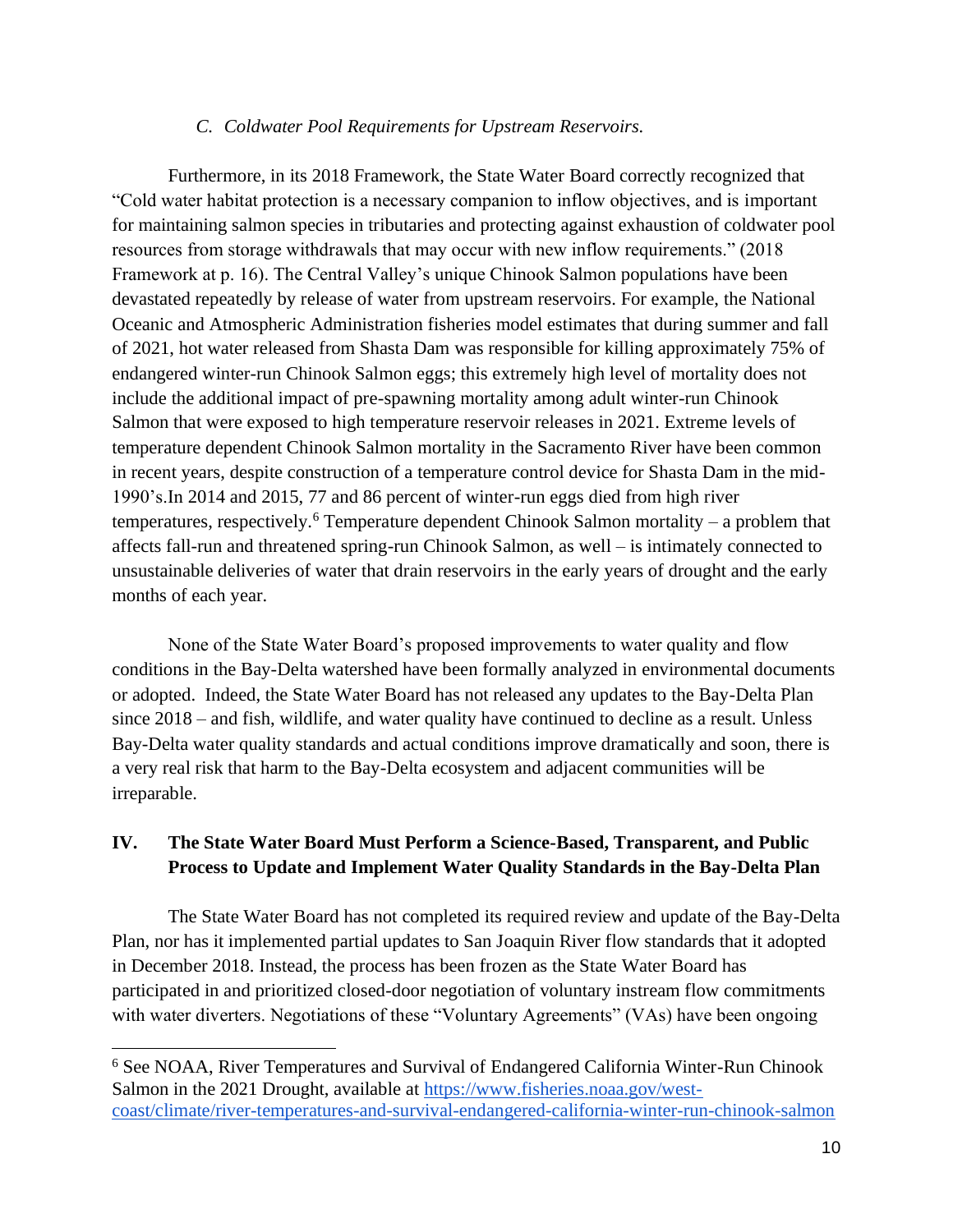### *C. Coldwater Pool Requirements for Upstream Reservoirs.*

Furthermore, in its 2018 Framework, the State Water Board correctly recognized that "Cold water habitat protection is a necessary companion to inflow objectives, and is important for maintaining salmon species in tributaries and protecting against exhaustion of coldwater pool resources from storage withdrawals that may occur with new inflow requirements." (2018 Framework at p. 16). The Central Valley's unique Chinook Salmon populations have been devastated repeatedly by release of water from upstream reservoirs. For example, the National Oceanic and Atmospheric Administration fisheries model estimates that during summer and fall of 2021, hot water released from Shasta Dam was responsible for killing approximately 75% of endangered winter-run Chinook Salmon eggs; this extremely high level of mortality does not include the additional impact of pre-spawning mortality among adult winter-run Chinook Salmon that were exposed to high temperature reservoir releases in 2021. Extreme levels of temperature dependent Chinook Salmon mortality in the Sacramento River have been common in recent years, despite construction of a temperature control device for Shasta Dam in the mid-1990's.In 2014 and 2015, 77 and 86 percent of winter-run eggs died from high river temperatures, respectively.[6] Temperature dependent Chinook Salmon mortality – a problem that affects fall-run and threatened spring-run Chinook Salmon, as well – is intimately connected to unsustainable deliveries of water that drain reservoirs in the early years of drought and the early months of each year.

None of the State Water Board's proposed improvements to water quality and flow conditions in the Bay-Delta watershed have been formally analyzed in environmental documents or adopted. Indeed, the State Water Board has not released any updates to the Bay-Delta Plan since 2018 – and fish, wildlife, and water quality have continued to decline as a result. Unless Bay-Delta water quality standards and actual conditions improve dramatically and soon, there is a very real risk that harm to the Bay-Delta ecosystem and adjacent communities will be irreparable.

## IV. The State Water Board Must Perform a Science-Based, Transparent, and Public Process to Update and Implement Water Quality Standards in the Bay-Delta Plan

The State Water Board has not completed its required review and update of the Bay-Delta Plan, nor has it implemented partial updates to San Joaquin River flow standards that it adopted in December 2018. Instead, the process has been frozen as the State Water Board has participated in and prioritized closed-door negotiation of voluntary instream flow commitments with water diverters. Negotiations of these "Voluntary Agreements" (VAs) have been ongoing

---

[6] See NOAA, River Temperatures and Survival of Endangered California Winter-Run Chinook Salmon in the 2021 Drought, available at https://www.fisheries.noaa.gov/west-coast/climate/river-temperatures-and-survival-endangered-california-winter-run-chinook-salmon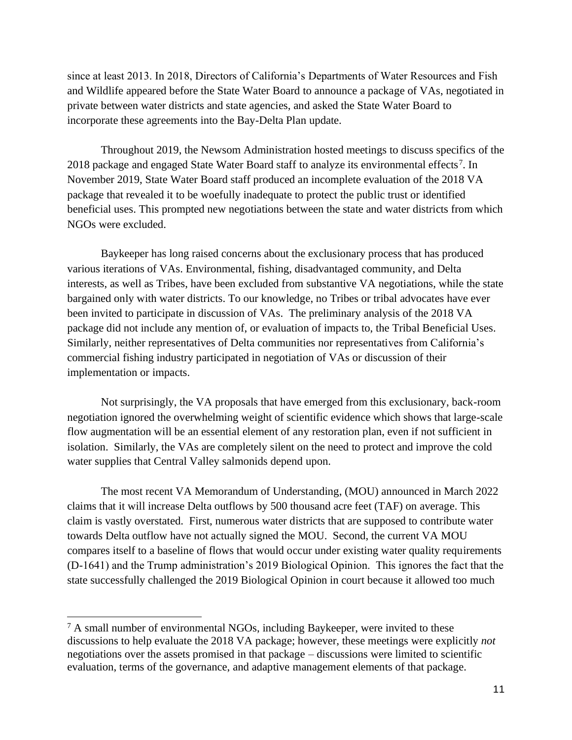since at least 2013. In 2018, Directors of California's Departments of Water Resources and Fish and Wildlife appeared before the State Water Board to announce a package of VAs, negotiated in private between water districts and state agencies, and asked the State Water Board to incorporate these agreements into the Bay-Delta Plan update.

Throughout 2019, the Newsom Administration hosted meetings to discuss specifics of the 2018 package and engaged State Water Board staff to analyze its environmental effects[7]. In November 2019, State Water Board staff produced an incomplete evaluation of the 2018 VA package that revealed it to be woefully inadequate to protect the public trust or identified beneficial uses. This prompted new negotiations between the state and water districts from which NGOs were excluded.

Baykeeper has long raised concerns about the exclusionary process that has produced various iterations of VAs. Environmental, fishing, disadvantaged community, and Delta interests, as well as Tribes, have been excluded from substantive VA negotiations, while the state bargained only with water districts. To our knowledge, no Tribes or tribal advocates have ever been invited to participate in discussion of VAs. The preliminary analysis of the 2018 VA package did not include any mention of, or evaluation of impacts to, the Tribal Beneficial Uses. Similarly, neither representatives of Delta communities nor representatives from California's commercial fishing industry participated in negotiation of VAs or discussion of their implementation or impacts.

Not surprisingly, the VA proposals that have emerged from this exclusionary, back-room negotiation ignored the overwhelming weight of scientific evidence which shows that large-scale flow augmentation will be an essential element of any restoration plan, even if not sufficient in isolation. Similarly, the VAs are completely silent on the need to protect and improve the cold water supplies that Central Valley salmonids depend upon.

The most recent VA Memorandum of Understanding, (MOU) announced in March 2022 claims that it will increase Delta outflows by 500 thousand acre feet (TAF) on average. This claim is vastly overstated. First, numerous water districts that are supposed to contribute water towards Delta outflow have not actually signed the MOU. Second, the current VA MOU compares itself to a baseline of flows that would occur under existing water quality requirements (D-1641) and the Trump administration's 2019 Biological Opinion. This ignores the fact that the state successfully challenged the 2019 Biological Opinion in court because it allowed too much

---

[7] A small number of environmental NGOs, including Baykeeper, were invited to these discussions to help evaluate the 2018 VA package; however, these meetings were explicitly *not* negotiations over the assets promised in that package – discussions were limited to scientific evaluation, terms of the governance, and adaptive management elements of that package.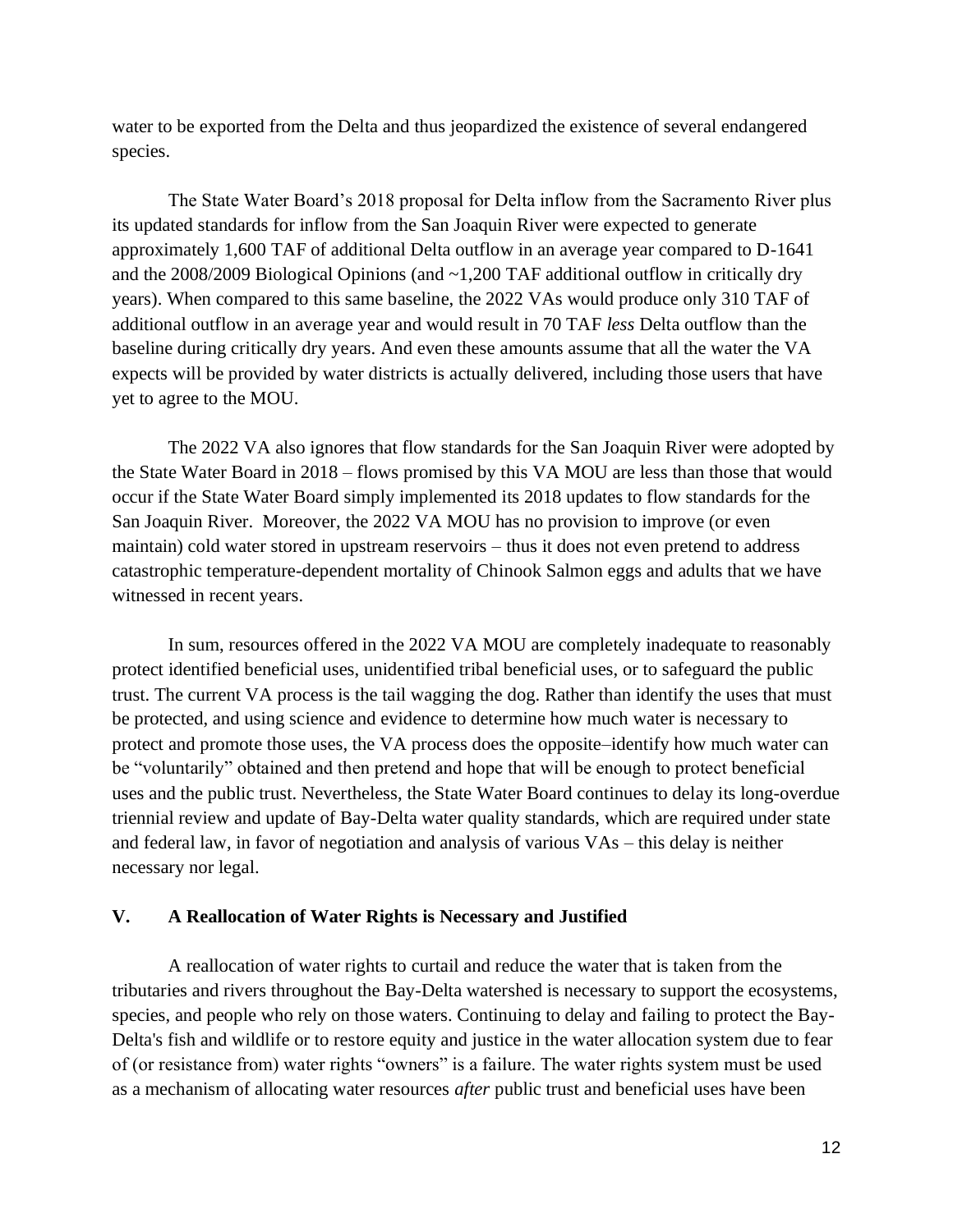water to be exported from the Delta and thus jeopardized the existence of several endangered species.

The State Water Board's 2018 proposal for Delta inflow from the Sacramento River plus its updated standards for inflow from the San Joaquin River were expected to generate approximately 1,600 TAF of additional Delta outflow in an average year compared to D-1641 and the 2008/2009 Biological Opinions (and ~1,200 TAF additional outflow in critically dry years). When compared to this same baseline, the 2022 VAs would produce only 310 TAF of additional outflow in an average year and would result in 70 TAF *less* Delta outflow than the baseline during critically dry years. And even these amounts assume that all the water the VA expects will be provided by water districts is actually delivered, including those users that have yet to agree to the MOU.

The 2022 VA also ignores that flow standards for the San Joaquin River were adopted by the State Water Board in 2018 – flows promised by this VA MOU are less than those that would occur if the State Water Board simply implemented its 2018 updates to flow standards for the San Joaquin River. Moreover, the 2022 VA MOU has no provision to improve (or even maintain) cold water stored in upstream reservoirs – thus it does not even pretend to address catastrophic temperature-dependent mortality of Chinook Salmon eggs and adults that we have witnessed in recent years.

In sum, resources offered in the 2022 VA MOU are completely inadequate to reasonably protect identified beneficial uses, unidentified tribal beneficial uses, or to safeguard the public trust. The current VA process is the tail wagging the dog. Rather than identify the uses that must be protected, and using science and evidence to determine how much water is necessary to protect and promote those uses, the VA process does the opposite–identify how much water can be "voluntarily" obtained and then pretend and hope that will be enough to protect beneficial uses and the public trust. Nevertheless, the State Water Board continues to delay its long-overdue triennial review and update of Bay-Delta water quality standards, which are required under state and federal law, in favor of negotiation and analysis of various VAs – this delay is neither necessary nor legal.

## V. A Reallocation of Water Rights is Necessary and Justified

A reallocation of water rights to curtail and reduce the water that is taken from the tributaries and rivers throughout the Bay-Delta watershed is necessary to support the ecosystems, species, and people who rely on those waters. Continuing to delay and failing to protect the Bay-Delta's fish and wildlife or to restore equity and justice in the water allocation system due to fear of (or resistance from) water rights "owners" is a failure. The water rights system must be used as a mechanism of allocating water resources *after* public trust and beneficial uses have been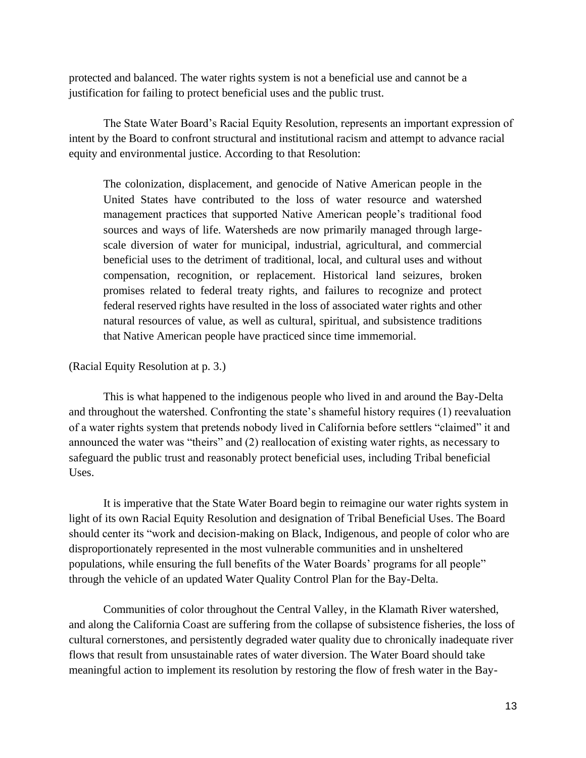protected and balanced. The water rights system is not a beneficial use and cannot be a justification for failing to protect beneficial uses and the public trust.

The State Water Board's Racial Equity Resolution, represents an important expression of intent by the Board to confront structural and institutional racism and attempt to advance racial equity and environmental justice. According to that Resolution:

> The colonization, displacement, and genocide of Native American people in the United States have contributed to the loss of water resource and watershed management practices that supported Native American people's traditional food sources and ways of life. Watersheds are now primarily managed through large-scale diversion of water for municipal, industrial, agricultural, and commercial beneficial uses to the detriment of traditional, local, and cultural uses and without compensation, recognition, or replacement. Historical land seizures, broken promises related to federal treaty rights, and failures to recognize and protect federal reserved rights have resulted in the loss of associated water rights and other natural resources of value, as well as cultural, spiritual, and subsistence traditions that Native American people have practiced since time immemorial.

(Racial Equity Resolution at p. 3.)

This is what happened to the indigenous people who lived in and around the Bay-Delta and throughout the watershed. Confronting the state's shameful history requires (1) reevaluation of a water rights system that pretends nobody lived in California before settlers "claimed" it and announced the water was "theirs" and (2) reallocation of existing water rights, as necessary to safeguard the public trust and reasonably protect beneficial uses, including Tribal beneficial Uses.

It is imperative that the State Water Board begin to reimagine our water rights system in light of its own Racial Equity Resolution and designation of Tribal Beneficial Uses. The Board should center its "work and decision-making on Black, Indigenous, and people of color who are disproportionately represented in the most vulnerable communities and in unsheltered populations, while ensuring the full benefits of the Water Boards' programs for all people" through the vehicle of an updated Water Quality Control Plan for the Bay-Delta.

Communities of color throughout the Central Valley, in the Klamath River watershed, and along the California Coast are suffering from the collapse of subsistence fisheries, the loss of cultural cornerstones, and persistently degraded water quality due to chronically inadequate river flows that result from unsustainable rates of water diversion. The Water Board should take meaningful action to implement its resolution by restoring the flow of fresh water in the Bay-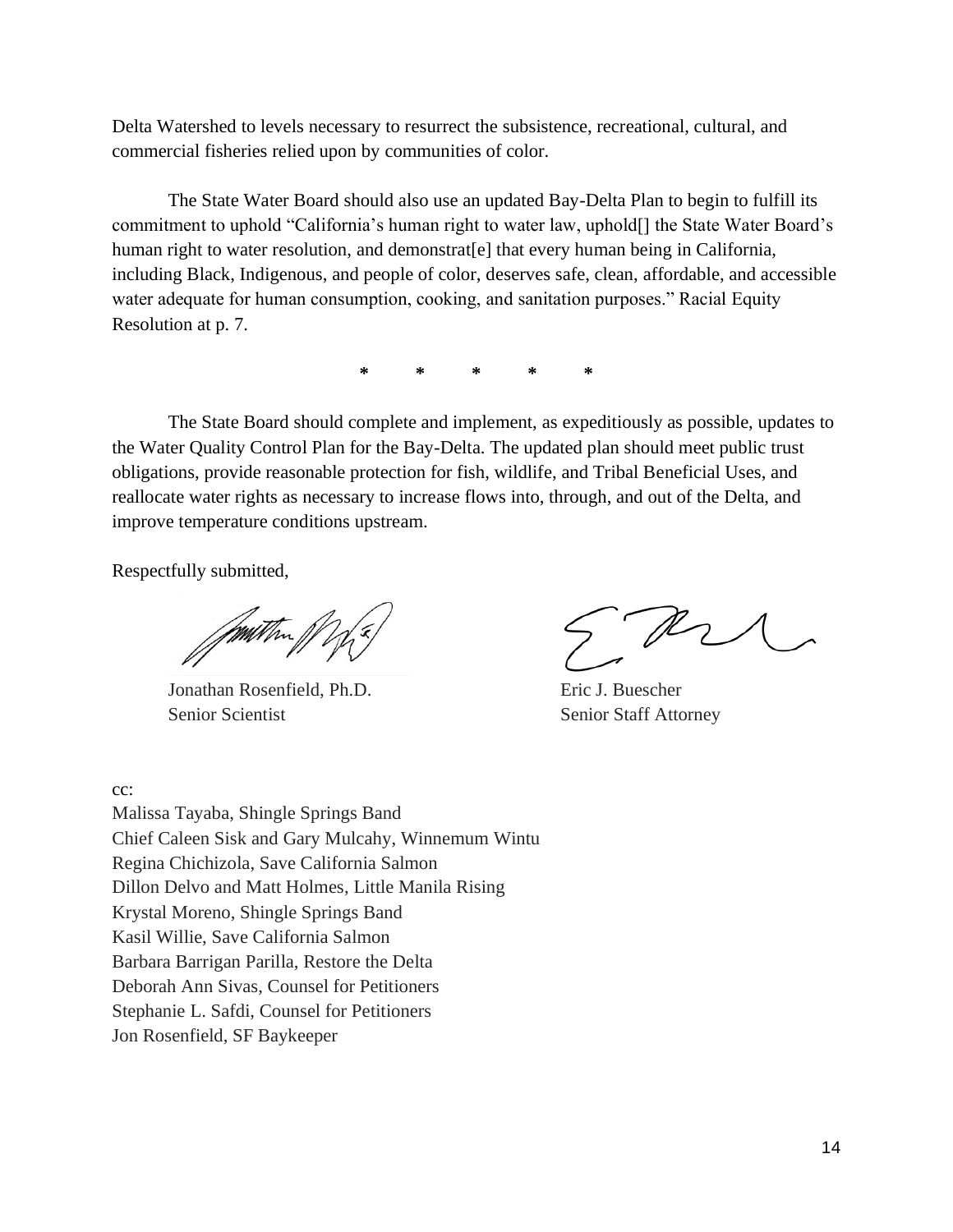Delta Watershed to levels necessary to resurrect the subsistence, recreational, cultural, and commercial fisheries relied upon by communities of color.

The State Water Board should also use an updated Bay-Delta Plan to begin to fulfill its commitment to uphold "California's human right to water law, uphold[] the State Water Board's human right to water resolution, and demonstrat[e] that every human being in California, including Black, Indigenous, and people of color, deserves safe, clean, affordable, and accessible water adequate for human consumption, cooking, and sanitation purposes." Racial Equity Resolution at p. 7.

\* \* \* \* \*

The State Board should complete and implement, as expeditiously as possible, updates to the Water Quality Control Plan for the Bay-Delta. The updated plan should meet public trust obligations, provide reasonable protection for fish, wildlife, and Tribal Beneficial Uses, and reallocate water rights as necessary to increase flows into, through, and out of the Delta, and improve temperature conditions upstream.

Respectfully submitted,

Jonathan Rosenfield, Ph.D.
Senior Scientist

Eric J. Buescher
Senior Staff Attorney

cc:
Malissa Tayaba, Shingle Springs Band
Chief Caleen Sisk and Gary Mulcahy, Winnemum Wintu
Regina Chichizola, Save California Salmon
Dillon Delvo and Matt Holmes, Little Manila Rising
Krystal Moreno, Shingle Springs Band
Kasil Willie, Save California Salmon
Barbara Barrigan Parilla, Restore the Delta
Deborah Ann Sivas, Counsel for Petitioners
Stephanie L. Safdi, Counsel for Petitioners
Jon Rosenfield, SF Baykeeper